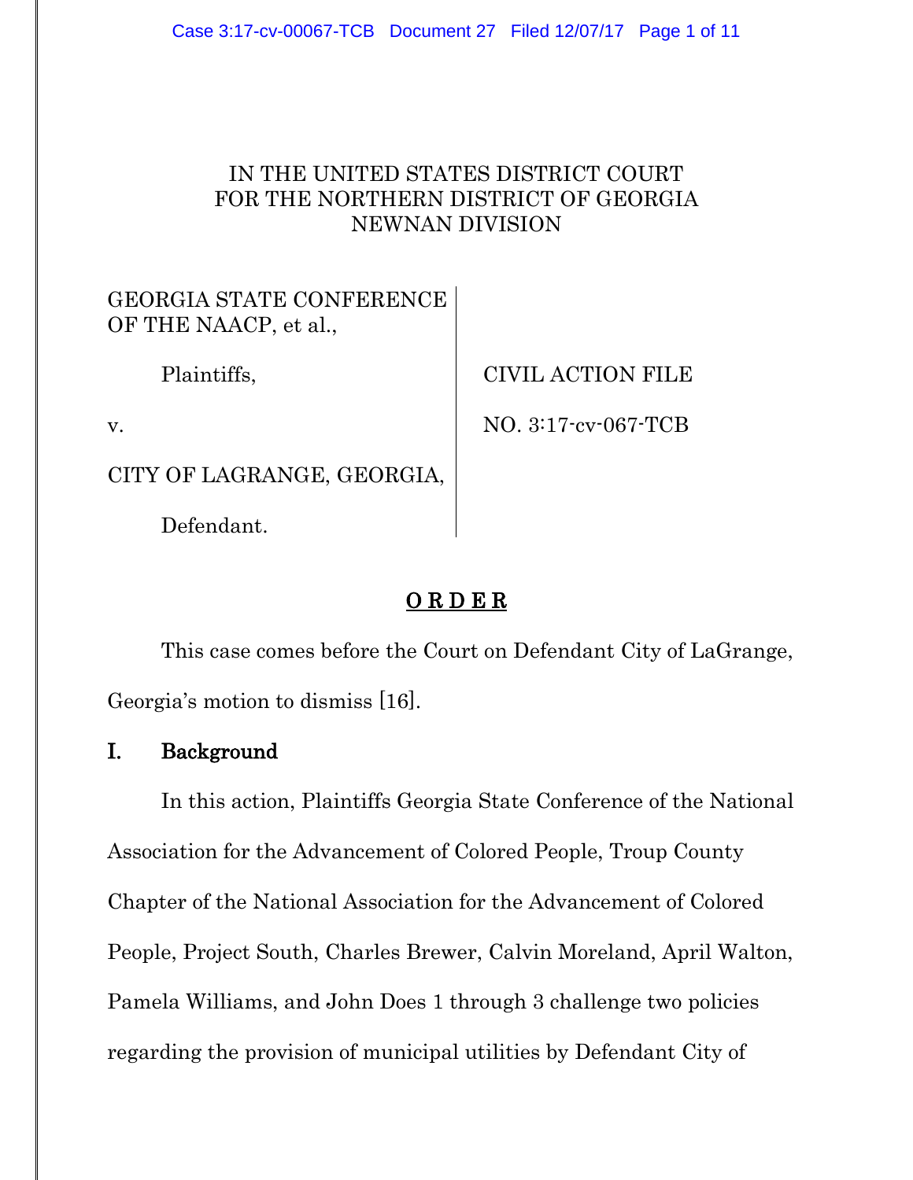IN THE UNITED STATES DISTRICT COURT
FOR THE NORTHERN DISTRICT OF GEORGIA
NEWNAN DIVISION

| | |
|---|---|
| GEORGIA STATE CONFERENCE OF THE NAACP, et al., | |
| Plaintiffs, | CIVIL ACTION FILE |
| v. | NO. 3:17-cv-067-TCB |
| CITY OF LAGRANGE, GEORGIA, | |
| Defendant. | |

# O R D E R

This case comes before the Court on Defendant City of LaGrange, Georgia's motion to dismiss [16].

## I. Background

In this action, Plaintiffs Georgia State Conference of the National Association for the Advancement of Colored People, Troup County Chapter of the National Association for the Advancement of Colored People, Project South, Charles Brewer, Calvin Moreland, April Walton, Pamela Williams, and John Does 1 through 3 challenge two policies regarding the provision of municipal utilities by Defendant City of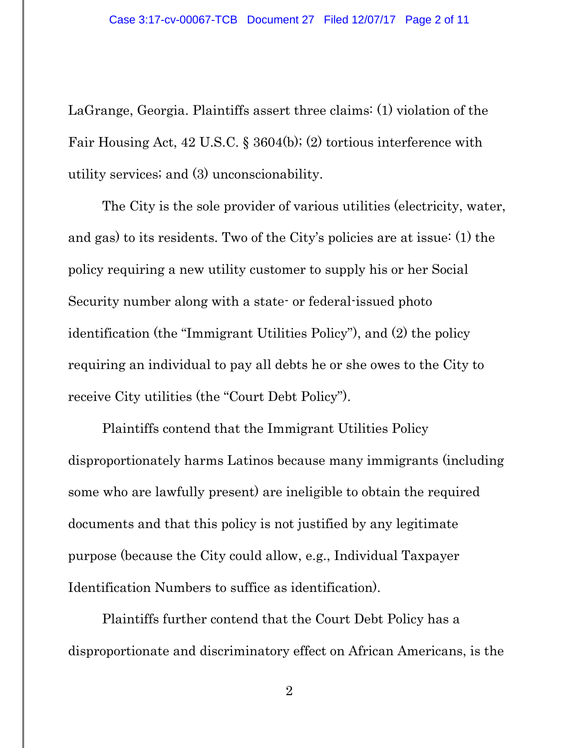LaGrange, Georgia. Plaintiffs assert three claims: (1) violation of the Fair Housing Act, 42 U.S.C. § 3604(b); (2) tortious interference with utility services; and (3) unconscionability.

The City is the sole provider of various utilities (electricity, water, and gas) to its residents. Two of the City's policies are at issue: (1) the policy requiring a new utility customer to supply his or her Social Security number along with a state- or federal-issued photo identification (the "Immigrant Utilities Policy"), and (2) the policy requiring an individual to pay all debts he or she owes to the City to receive City utilities (the "Court Debt Policy").

Plaintiffs contend that the Immigrant Utilities Policy disproportionately harms Latinos because many immigrants (including some who are lawfully present) are ineligible to obtain the required documents and that this policy is not justified by any legitimate purpose (because the City could allow, e.g., Individual Taxpayer Identification Numbers to suffice as identification).

Plaintiffs further contend that the Court Debt Policy has a disproportionate and discriminatory effect on African Americans, is the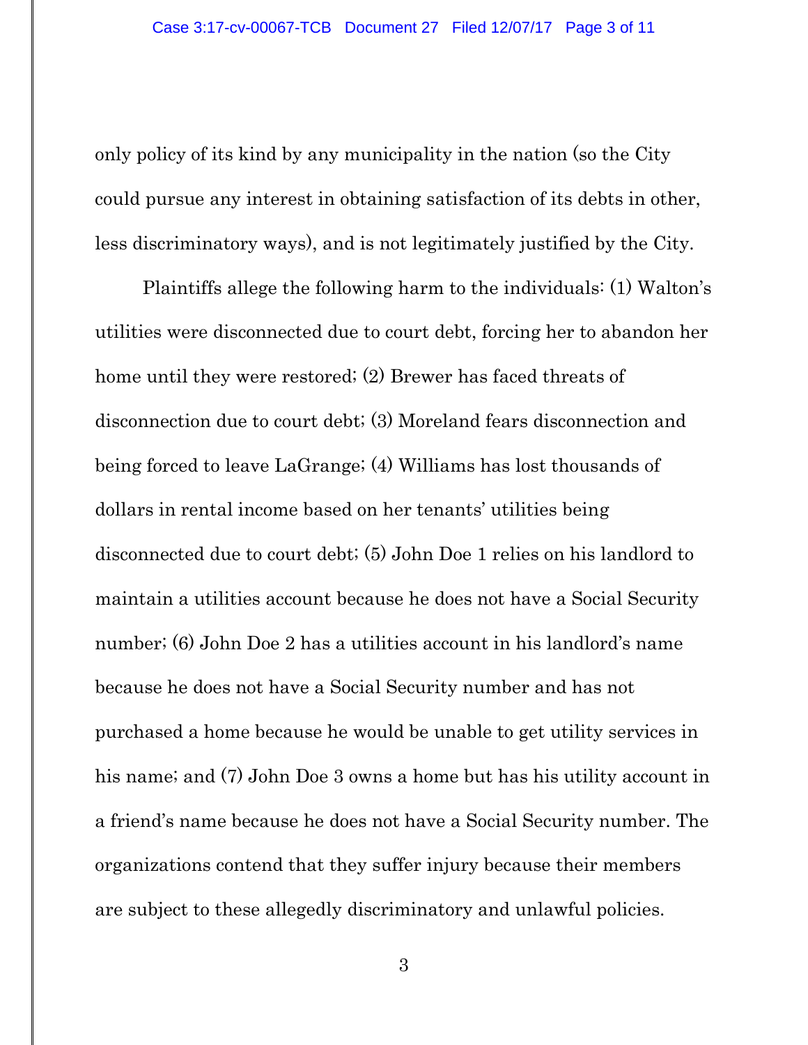only policy of its kind by any municipality in the nation (so the City could pursue any interest in obtaining satisfaction of its debts in other, less discriminatory ways), and is not legitimately justified by the City.

Plaintiffs allege the following harm to the individuals: (1) Walton's utilities were disconnected due to court debt, forcing her to abandon her home until they were restored; (2) Brewer has faced threats of disconnection due to court debt; (3) Moreland fears disconnection and being forced to leave LaGrange; (4) Williams has lost thousands of dollars in rental income based on her tenants' utilities being disconnected due to court debt; (5) John Doe 1 relies on his landlord to maintain a utilities account because he does not have a Social Security number; (6) John Doe 2 has a utilities account in his landlord's name because he does not have a Social Security number and has not purchased a home because he would be unable to get utility services in his name; and (7) John Doe 3 owns a home but has his utility account in a friend's name because he does not have a Social Security number. The organizations contend that they suffer injury because their members are subject to these allegedly discriminatory and unlawful policies.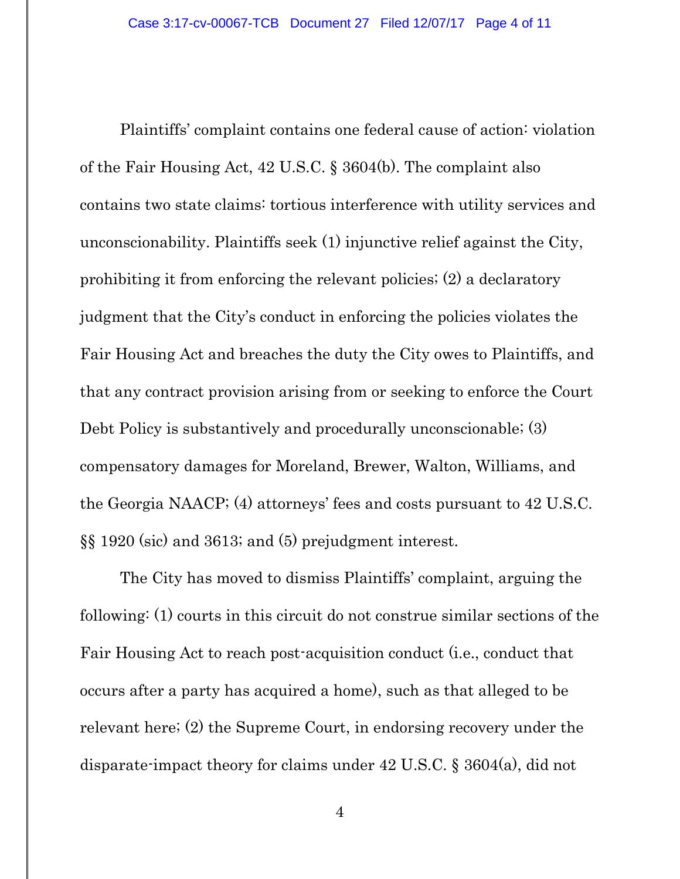Plaintiffs' complaint contains one federal cause of action: violation of the Fair Housing Act, 42 U.S.C. § 3604(b). The complaint also contains two state claims: tortious interference with utility services and unconscionability. Plaintiffs seek (1) injunctive relief against the City, prohibiting it from enforcing the relevant policies; (2) a declaratory judgment that the City's conduct in enforcing the policies violates the Fair Housing Act and breaches the duty the City owes to Plaintiffs, and that any contract provision arising from or seeking to enforce the Court Debt Policy is substantively and procedurally unconscionable; (3) compensatory damages for Moreland, Brewer, Walton, Williams, and the Georgia NAACP; (4) attorneys' fees and costs pursuant to 42 U.S.C. §§ 1920 (sic) and 3613; and (5) prejudgment interest.

The City has moved to dismiss Plaintiffs' complaint, arguing the following: (1) courts in this circuit do not construe similar sections of the Fair Housing Act to reach post-acquisition conduct (i.e., conduct that occurs after a party has acquired a home), such as that alleged to be relevant here; (2) the Supreme Court, in endorsing recovery under the disparate-impact theory for claims under 42 U.S.C. § 3604(a), did not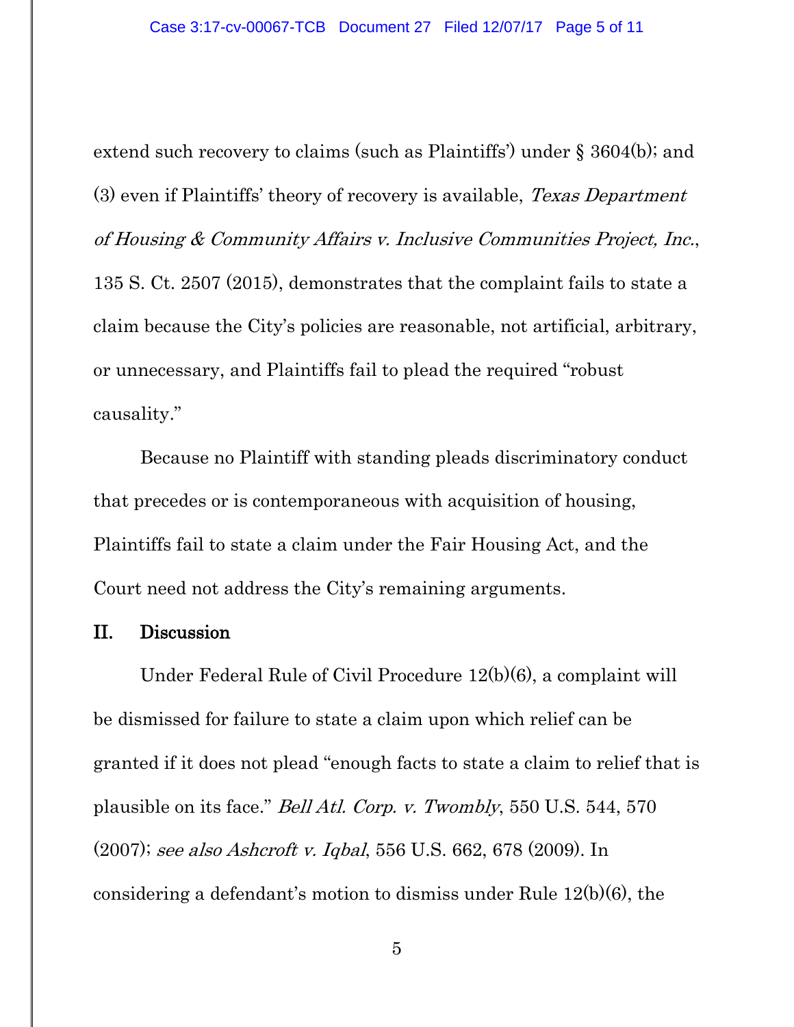extend such recovery to claims (such as Plaintiffs') under § 3604(b); and (3) even if Plaintiffs' theory of recovery is available, *Texas Department of Housing & Community Affairs v. Inclusive Communities Project, Inc.*, 135 S. Ct. 2507 (2015), demonstrates that the complaint fails to state a claim because the City's policies are reasonable, not artificial, arbitrary, or unnecessary, and Plaintiffs fail to plead the required "robust causality."

Because no Plaintiff with standing pleads discriminatory conduct that precedes or is contemporaneous with acquisition of housing, Plaintiffs fail to state a claim under the Fair Housing Act, and the Court need not address the City's remaining arguments.

## II. Discussion

Under Federal Rule of Civil Procedure 12(b)(6), a complaint will be dismissed for failure to state a claim upon which relief can be granted if it does not plead "enough facts to state a claim to relief that is plausible on its face." *Bell Atl. Corp. v. Twombly*, 550 U.S. 544, 570 (2007); *see also Ashcroft v. Iqbal*, 556 U.S. 662, 678 (2009). In considering a defendant's motion to dismiss under Rule 12(b)(6), the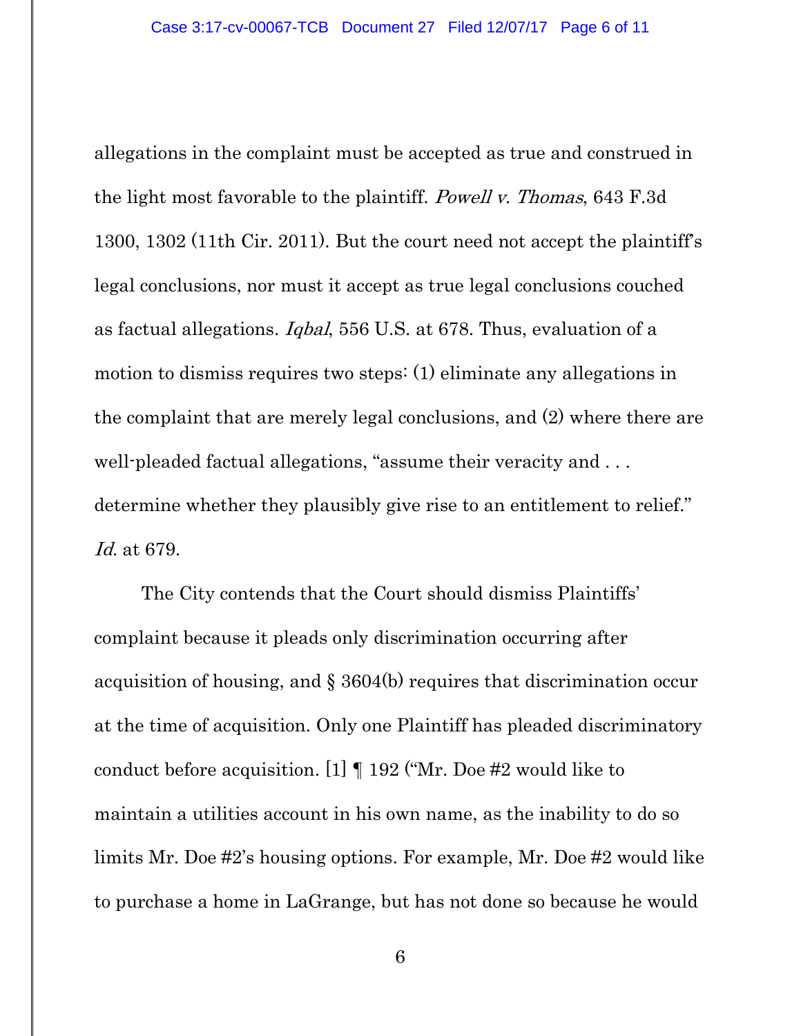allegations in the complaint must be accepted as true and construed in the light most favorable to the plaintiff. *Powell v. Thomas*, 643 F.3d 1300, 1302 (11th Cir. 2011). But the court need not accept the plaintiff's legal conclusions, nor must it accept as true legal conclusions couched as factual allegations. *Iqbal*, 556 U.S. at 678. Thus, evaluation of a motion to dismiss requires two steps: (1) eliminate any allegations in the complaint that are merely legal conclusions, and (2) where there are well-pleaded factual allegations, "assume their veracity and . . . determine whether they plausibly give rise to an entitlement to relief." *Id.* at 679.

The City contends that the Court should dismiss Plaintiffs' complaint because it pleads only discrimination occurring after acquisition of housing, and § 3604(b) requires that discrimination occur at the time of acquisition. Only one Plaintiff has pleaded discriminatory conduct before acquisition. [1] ¶ 192 ("Mr. Doe #2 would like to maintain a utilities account in his own name, as the inability to do so limits Mr. Doe #2's housing options. For example, Mr. Doe #2 would like to purchase a home in LaGrange, but has not done so because he would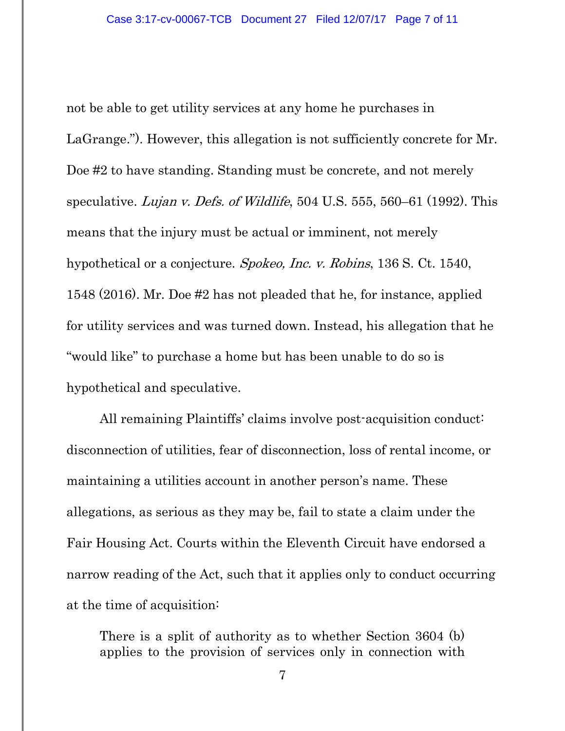not be able to get utility services at any home he purchases in LaGrange."). However, this allegation is not sufficiently concrete for Mr. Doe #2 to have standing. Standing must be concrete, and not merely speculative. *Lujan v. Defs. of Wildlife*, 504 U.S. 555, 560–61 (1992). This means that the injury must be actual or imminent, not merely hypothetical or a conjecture. *Spokeo, Inc. v. Robins*, 136 S. Ct. 1540, 1548 (2016). Mr. Doe #2 has not pleaded that he, for instance, applied for utility services and was turned down. Instead, his allegation that he "would like" to purchase a home but has been unable to do so is hypothetical and speculative.

All remaining Plaintiffs' claims involve post-acquisition conduct: disconnection of utilities, fear of disconnection, loss of rental income, or maintaining a utilities account in another person's name. These allegations, as serious as they may be, fail to state a claim under the Fair Housing Act. Courts within the Eleventh Circuit have endorsed a narrow reading of the Act, such that it applies only to conduct occurring at the time of acquisition:

> There is a split of authority as to whether Section 3604 (b) applies to the provision of services only in connection with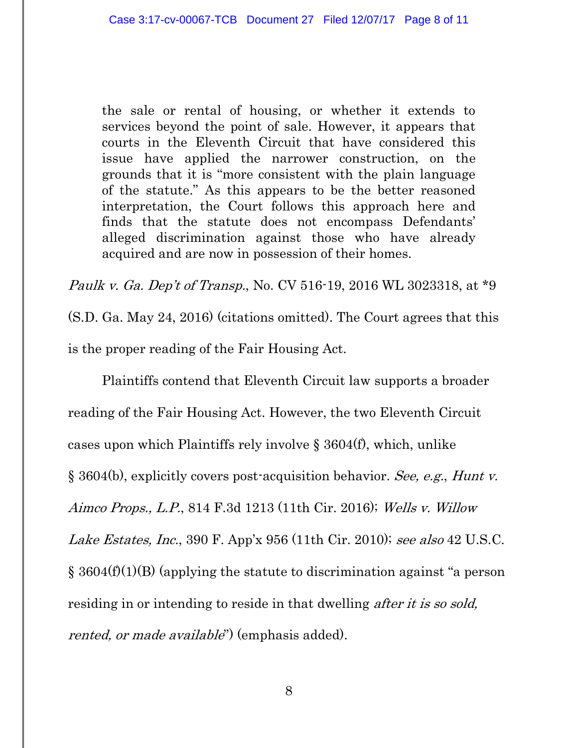> the sale or rental of housing, or whether it extends to services beyond the point of sale. However, it appears that courts in the Eleventh Circuit that have considered this issue have applied the narrower construction, on the grounds that it is "more consistent with the plain language of the statute." As this appears to be the better reasoned interpretation, the Court follows this approach here and finds that the statute does not encompass Defendants' alleged discrimination against those who have already acquired and are now in possession of their homes.

*Paulk v. Ga. Dep't of Transp.*, No. CV 516-19, 2016 WL 3023318, at *9 (S.D. Ga. May 24, 2016) (citations omitted). The Court agrees that this is the proper reading of the Fair Housing Act.

Plaintiffs contend that Eleventh Circuit law supports a broader reading of the Fair Housing Act. However, the two Eleventh Circuit cases upon which Plaintiffs rely involve § 3604(f), which, unlike § 3604(b), explicitly covers post-acquisition behavior. *See, e.g.*, *Hunt v. Aimco Props., L.P.*, 814 F.3d 1213 (11th Cir. 2016); *Wells v. Willow Lake Estates, Inc.*, 390 F. App'x 956 (11th Cir. 2010); *see also* 42 U.S.C. § 3604(f)(1)(B) (applying the statute to discrimination against "a person residing in or intending to reside in that dwelling *after it is so sold, rented, or made available*") (emphasis added).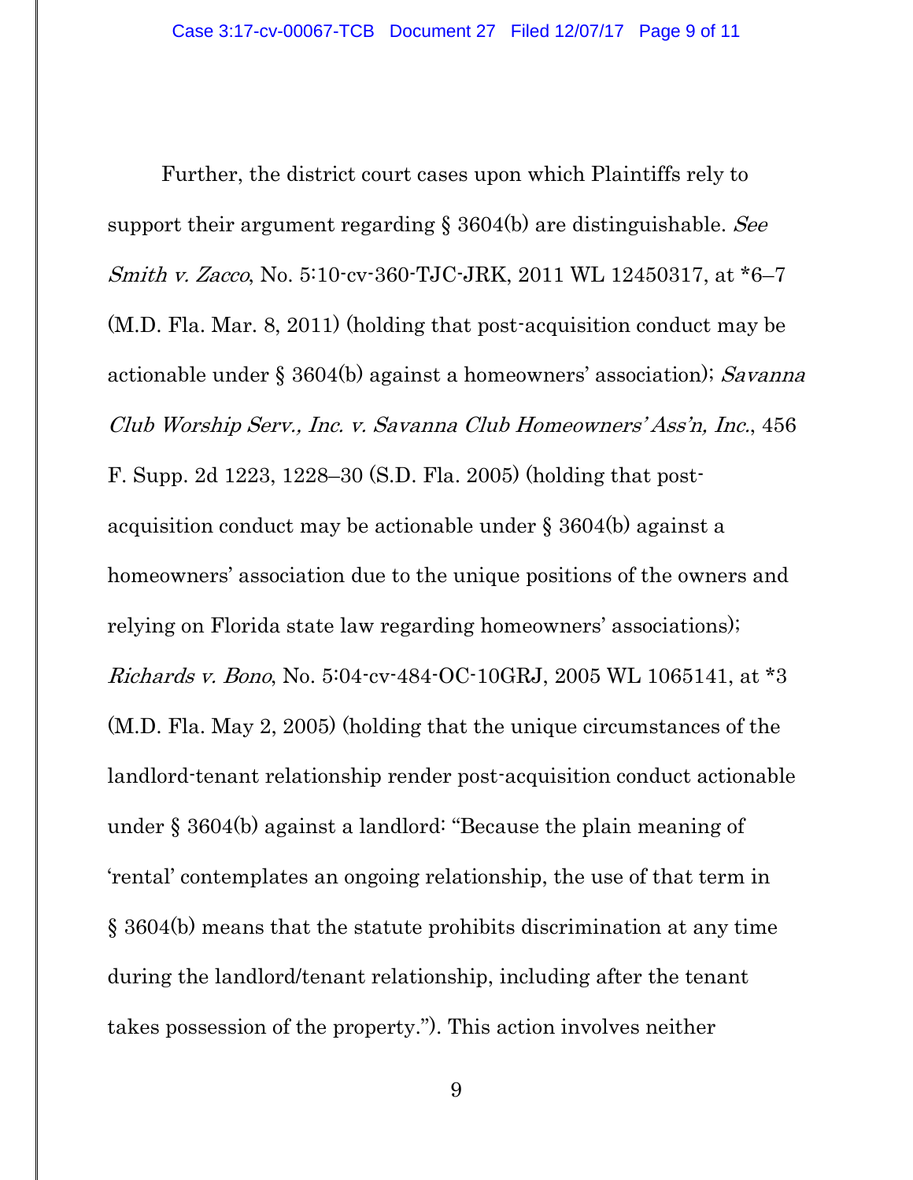Further, the district court cases upon which Plaintiffs rely to support their argument regarding § 3604(b) are distinguishable. *See Smith v. Zacco*, No. 5:10-cv-360-TJC-JRK, 2011 WL 12450317, at *6–7 (M.D. Fla. Mar. 8, 2011) (holding that post-acquisition conduct may be actionable under § 3604(b) against a homeowners' association); *Savanna Club Worship Serv., Inc. v. Savanna Club Homeowners' Ass'n, Inc.*, 456 F. Supp. 2d 1223, 1228–30 (S.D. Fla. 2005) (holding that post-acquisition conduct may be actionable under § 3604(b) against a homeowners' association due to the unique positions of the owners and relying on Florida state law regarding homeowners' associations); *Richards v. Bono*, No. 5:04-cv-484-OC-10GRJ, 2005 WL 1065141, at *3 (M.D. Fla. May 2, 2005) (holding that the unique circumstances of the landlord-tenant relationship render post-acquisition conduct actionable under § 3604(b) against a landlord: "Because the plain meaning of 'rental' contemplates an ongoing relationship, the use of that term in § 3604(b) means that the statute prohibits discrimination at any time during the landlord/tenant relationship, including after the tenant takes possession of the property."). This action involves neither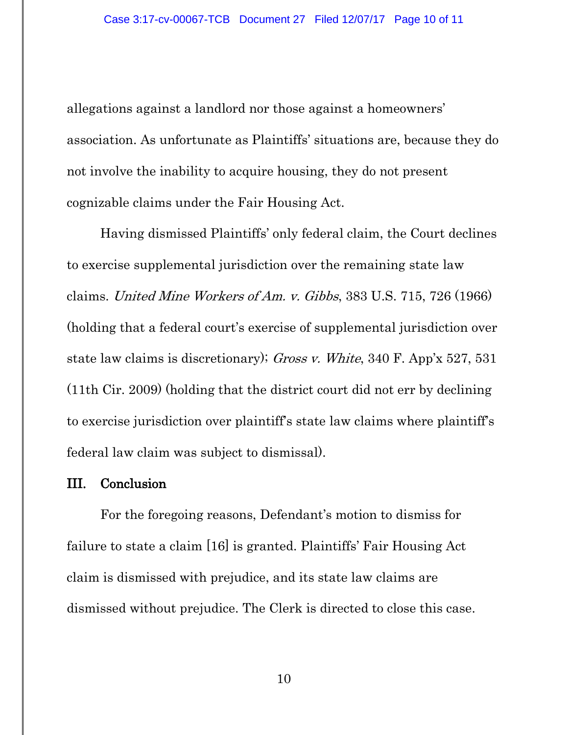allegations against a landlord nor those against a homeowners' association. As unfortunate as Plaintiffs' situations are, because they do not involve the inability to acquire housing, they do not present cognizable claims under the Fair Housing Act.

Having dismissed Plaintiffs' only federal claim, the Court declines to exercise supplemental jurisdiction over the remaining state law claims. *United Mine Workers of Am. v. Gibbs*, 383 U.S. 715, 726 (1966) (holding that a federal court's exercise of supplemental jurisdiction over state law claims is discretionary); *Gross v. White*, 340 F. App'x 527, 531 (11th Cir. 2009) (holding that the district court did not err by declining to exercise jurisdiction over plaintiff's state law claims where plaintiff's federal law claim was subject to dismissal).

## III. Conclusion

For the foregoing reasons, Defendant's motion to dismiss for failure to state a claim [16] is granted. Plaintiffs' Fair Housing Act claim is dismissed with prejudice, and its state law claims are dismissed without prejudice. The Clerk is directed to close this case.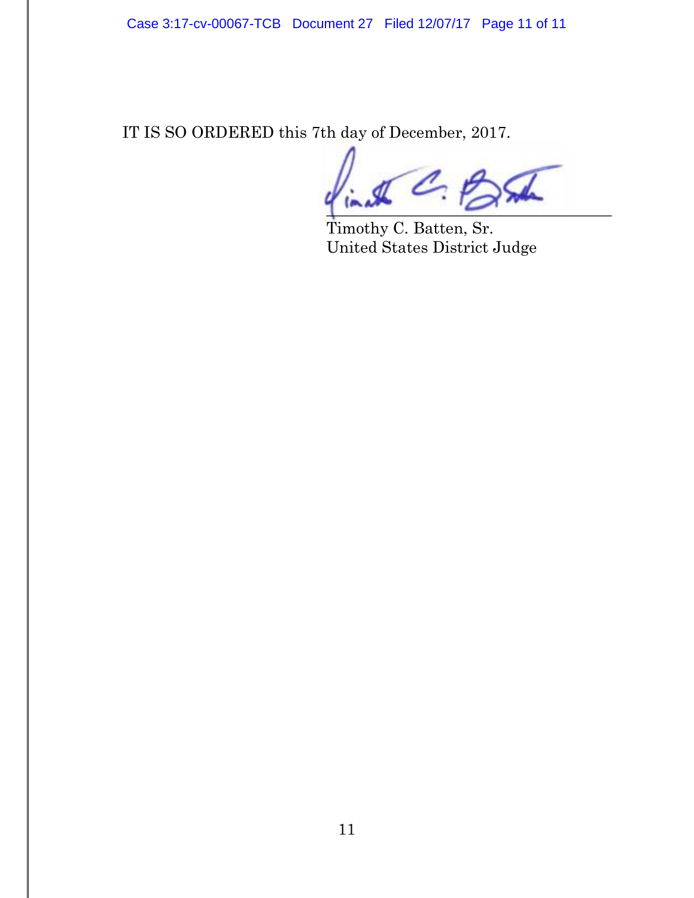IT IS SO ORDERED this 7th day of December, 2017.

\_\_\_\_\_\_\_\_\_\_\_\_\_\_\_\_\_\_\_\_\_\_\_\_\_\_\_\_\_\_\_\_\_\_\_\_

Timothy C. Batten, Sr.
United States District Judge